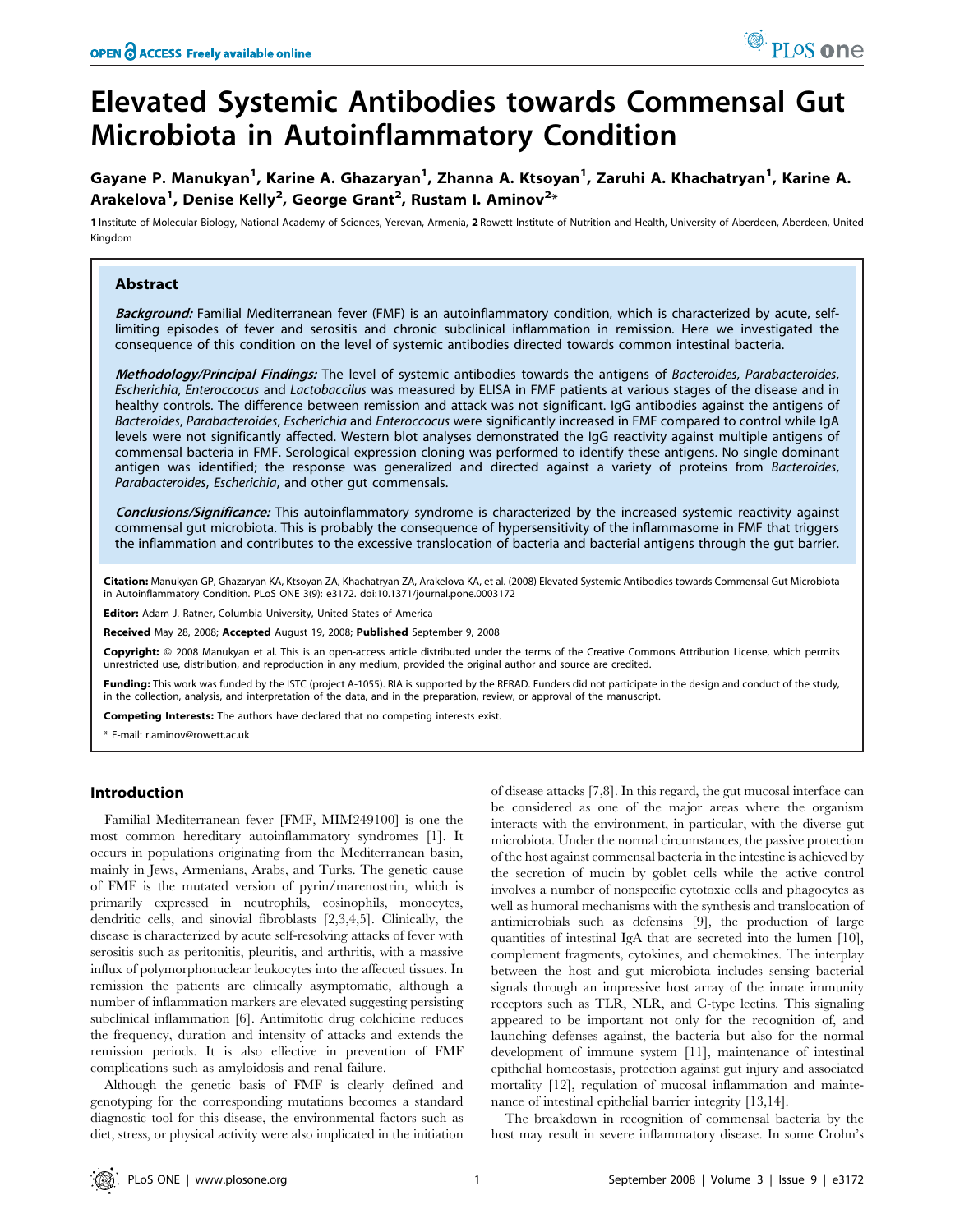# Elevated Systemic Antibodies towards Commensal Gut Microbiota in Autoinflammatory Condition

**Gayane P. Manukyan[1], Karine A. Ghazaryan[1], Zhanna A. Ktsoyan[1], Zaruhi A. Khachatryan[1], Karine A. Arakelova[1], Denise Kelly[2], George Grant[2], Rustam I. Aminov[2]***

**1** Institute of Molecular Biology, National Academy of Sciences, Yerevan, Armenia, **2** Rowett Institute of Nutrition and Health, University of Aberdeen, Aberdeen, United Kingdom

## Abstract

***Background:*** Familial Mediterranean fever (FMF) is an autoinflammatory condition, which is characterized by acute, self-limiting episodes of fever and serositis and chronic subclinical inflammation in remission. Here we investigated the consequence of this condition on the level of systemic antibodies directed towards common intestinal bacteria.

***Methodology/Principal Findings:*** The level of systemic antibodies towards the antigens of *Bacteroides*, *Parabacteroides*, *Escherichia*, *Enterococcus* and *Lactobaccilus* was measured by ELISA in FMF patients at various stages of the disease and in healthy controls. The difference between remission and attack was not significant. IgG antibodies against the antigens of *Bacteroides*, *Parabacteroides*, *Escherichia* and *Enterococcus* were significantly increased in FMF compared to control while IgA levels were not significantly affected. Western blot analyses demonstrated the IgG reactivity against multiple antigens of commensal bacteria in FMF. Serological expression cloning was performed to identify these antigens. No single dominant antigen was identified; the response was generalized and directed against a variety of proteins from *Bacteroides*, *Parabacteroides*, *Escherichia*, and other gut commensals.

***Conclusions/Significance:*** This autoinflammatory syndrome is characterized by the increased systemic reactivity against commensal gut microbiota. This is probably the consequence of hypersensitivity of the inflammasome in FMF that triggers the inflammation and contributes to the excessive translocation of bacteria and bacterial antigens through the gut barrier.

**Citation:** Manukyan GP, Ghazaryan KA, Ktsoyan ZA, Khachatryan ZA, Arakelova KA, et al. (2008) Elevated Systemic Antibodies towards Commensal Gut Microbiota in Autoinflammatory Condition. PLoS ONE 3(9): e3172. doi:10.1371/journal.pone.0003172

**Editor:** Adam J. Ratner, Columbia University, United States of America

**Received** May 28, 2008; **Accepted** August 19, 2008; **Published** September 9, 2008

**Copyright:** © 2008 Manukyan et al. This is an open-access article distributed under the terms of the Creative Commons Attribution License, which permits unrestricted use, distribution, and reproduction in any medium, provided the original author and source are credited.

**Funding:** This work was funded by the ISTC (project A-1055). RIA is supported by the RERAD. Funders did not participate in the design and conduct of the study, in the collection, analysis, and interpretation of the data, and in the preparation, review, or approval of the manuscript.

**Competing Interests:** The authors have declared that no competing interests exist.

\* E-mail: r.aminov@rowett.ac.uk

## Introduction

Familial Mediterranean fever [FMF, MIM249100] is one the most common hereditary autoinflammatory syndromes [1]. It occurs in populations originating from the Mediterranean basin, mainly in Jews, Armenians, Arabs, and Turks. The genetic cause of FMF is the mutated version of pyrin/marenostrin, which is primarily expressed in neutrophils, eosinophils, monocytes, dendritic cells, and sinovial fibroblasts [2,3,4,5]. Clinically, the disease is characterized by acute self-resolving attacks of fever with serositis such as peritonitis, pleuritis, and arthritis, with a massive influx of polymorphonuclear leukocytes into the affected tissues. In remission the patients are clinically asymptomatic, although a number of inflammation markers are elevated suggesting persisting subclinical inflammation [6]. Antimitotic drug colchicine reduces the frequency, duration and intensity of attacks and extends the remission periods. It is also effective in prevention of FMF complications such as amyloidosis and renal failure.

Although the genetic basis of FMF is clearly defined and genotyping for the corresponding mutations becomes a standard diagnostic tool for this disease, the environmental factors such as diet, stress, or physical activity were also implicated in the initiation of disease attacks [7,8]. In this regard, the gut mucosal interface can be considered as one of the major areas where the organism interacts with the environment, in particular, with the diverse gut microbiota. Under the normal circumstances, the passive protection of the host against commensal bacteria in the intestine is achieved by the secretion of mucin by goblet cells while the active control involves a number of nonspecific cytotoxic cells and phagocytes as well as humoral mechanisms with the synthesis and translocation of antimicrobials such as defensins [9], the production of large quantities of intestinal IgA that are secreted into the lumen [10], complement fragments, cytokines, and chemokines. The interplay between the host and gut microbiota includes sensing bacterial signals through an impressive host array of the innate immunity receptors such as TLR, NLR, and C-type lectins. This signaling appeared to be important not only for the recognition of, and launching defenses against, the bacteria but also for the normal development of immune system [11], maintenance of intestinal epithelial homeostasis, protection against gut injury and associated mortality [12], regulation of mucosal inflammation and maintenance of intestinal epithelial barrier integrity [13,14].

The breakdown in recognition of commensal bacteria by the host may result in severe inflammatory disease. In some Crohn's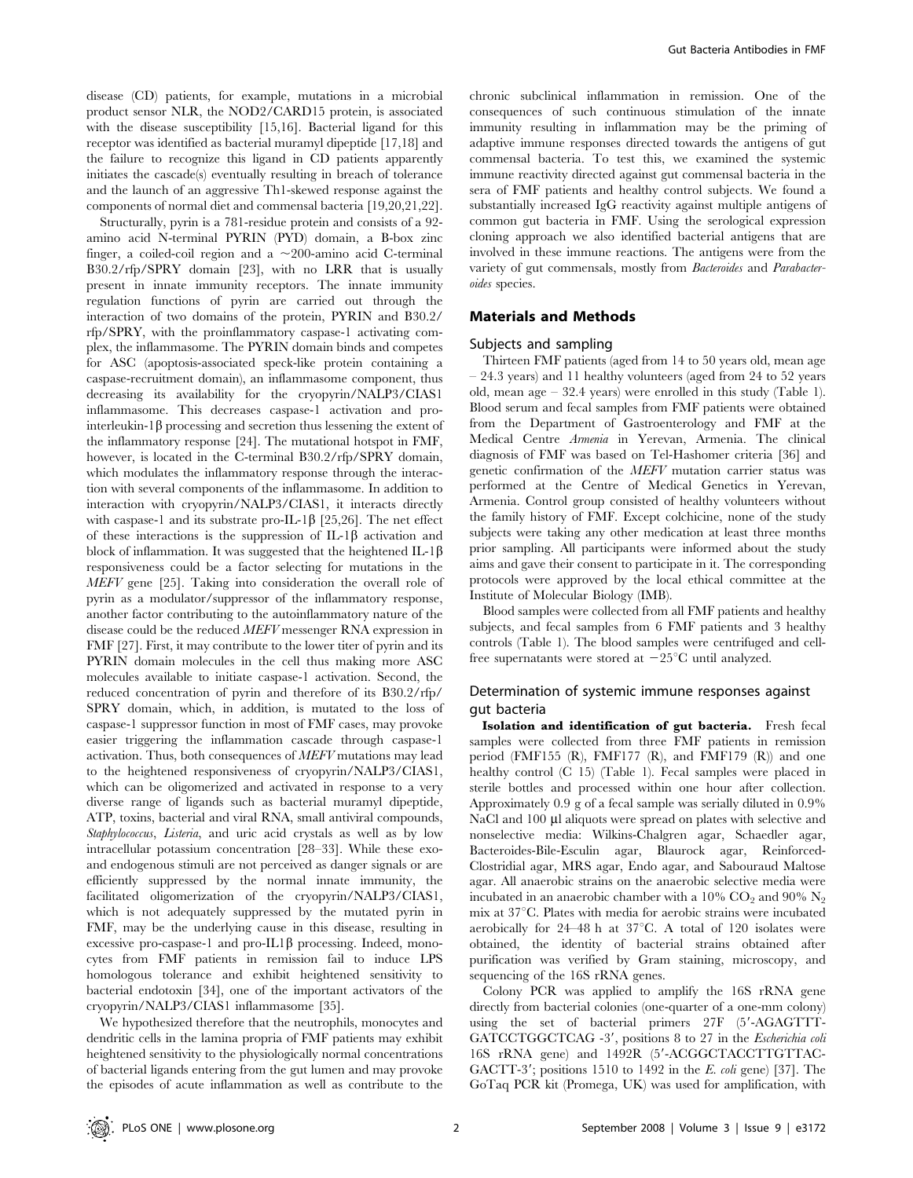disease (CD) patients, for example, mutations in a microbial product sensor NLR, the NOD2/CARD15 protein, is associated with the disease susceptibility [15,16]. Bacterial ligand for this receptor was identified as bacterial muramyl dipeptide [17,18] and the failure to recognize this ligand in CD patients apparently initiates the cascade(s) eventually resulting in breach of tolerance and the launch of an aggressive Th1-skewed response against the components of normal diet and commensal bacteria [19,20,21,22].

Structurally, pyrin is a 781-residue protein and consists of a 92-amino acid N-terminal PYRIN (PYD) domain, a B-box zinc finger, a coiled-coil region and a ~200-amino acid C-terminal B30.2/rfp/SPRY domain [23], with no LRR that is usually present in innate immunity receptors. The innate immunity regulation functions of pyrin are carried out through the interaction of two domains of the protein, PYRIN and B30.2/rfp/SPRY, with the proinflammatory caspase-1 activating complex, the inflammasome. The PYRIN domain binds and competes for ASC (apoptosis-associated speck-like protein containing a caspase-recruitment domain), an inflammasome component, thus decreasing its availability for the cryopyrin/NALP3/CIAS1 inflammasome. This decreases caspase-1 activation and pro-interleukin-1β processing and secretion thus lessening the extent of the inflammatory response [24]. The mutational hotspot in FMF, however, is located in the C-terminal B30.2/rfp/SPRY domain, which modulates the inflammatory response through the interaction with several components of the inflammasome. In addition to interaction with cryopyrin/NALP3/CIAS1, it interacts directly with caspase-1 and its substrate pro-IL-1β [25,26]. The net effect of these interactions is the suppression of IL-1β activation and block of inflammation. It was suggested that the heightened IL-1β responsiveness could be a factor selecting for mutations in the *MEFV* gene [25]. Taking into consideration the overall role of pyrin as a modulator/suppressor of the inflammatory response, another factor contributing to the autoinflammatory nature of the disease could be the reduced *MEFV* messenger RNA expression in FMF [27]. First, it may contribute to the lower titer of pyrin and its PYRIN domain molecules in the cell thus making more ASC molecules available to initiate caspase-1 activation. Second, the reduced concentration of pyrin and therefore of its B30.2/rfp/SPRY domain, which, in addition, is mutated to the loss of caspase-1 suppressor function in most of FMF cases, may provoke easier triggering the inflammation cascade through caspase-1 activation. Thus, both consequences of *MEFV* mutations may lead to the heightened responsiveness of cryopyrin/NALP3/CIAS1, which can be oligomerized and activated in response to a very diverse range of ligands such as bacterial muramyl dipeptide, ATP, toxins, bacterial and viral RNA, small antiviral compounds, *Staphylococcus*, *Listeria*, and uric acid crystals as well as by low intracellular potassium concentration [28–33]. While these exo- and endogenous stimuli are not perceived as danger signals or are efficiently suppressed by the normal innate immunity, the facilitated oligomerization of the cryopyrin/NALP3/CIAS1, which is not adequately suppressed by the mutated pyrin in FMF, may be the underlying cause in this disease, resulting in excessive pro-caspase-1 and pro-IL1β processing. Indeed, monocytes from FMF patients in remission fail to induce LPS homologous tolerance and exhibit heightened sensitivity to bacterial endotoxin [34], one of the important activators of the cryopyrin/NALP3/CIAS1 inflammasome [35].

We hypothesized therefore that the neutrophils, monocytes and dendritic cells in the lamina propria of FMF patients may exhibit heightened sensitivity to the physiologically normal concentrations of bacterial ligands entering from the gut lumen and may provoke the episodes of acute inflammation as well as contribute to the chronic subclinical inflammation in remission. One of the consequences of such continuous stimulation of the innate immunity resulting in inflammation may be the priming of adaptive immune responses directed towards the antigens of gut commensal bacteria. To test this, we examined the systemic immune reactivity directed against gut commensal bacteria in the sera of FMF patients and healthy control subjects. We found a substantially increased IgG reactivity against multiple antigens of common gut bacteria in FMF. Using the serological expression cloning approach we also identified bacterial antigens that are involved in these immune reactions. The antigens were from the variety of gut commensals, mostly from *Bacteroides* and *Parabacteroides* species.

## Materials and Methods

### Subjects and sampling

Thirteen FMF patients (aged from 14 to 50 years old, mean age – 24.3 years) and 11 healthy volunteers (aged from 24 to 52 years old, mean age – 32.4 years) were enrolled in this study (Table 1). Blood serum and fecal samples from FMF patients were obtained from the Department of Gastroenterology and FMF at the Medical Centre *Armenia* in Yerevan, Armenia. The clinical diagnosis of FMF was based on Tel-Hashomer criteria [36] and genetic confirmation of the *MEFV* mutation carrier status was performed at the Centre of Medical Genetics in Yerevan, Armenia. Control group consisted of healthy volunteers without the family history of FMF. Except colchicine, none of the study subjects were taking any other medication at least three months prior sampling. All participants were informed about the study aims and gave their consent to participate in it. The corresponding protocols were approved by the local ethical committee at the Institute of Molecular Biology (IMB).

Blood samples were collected from all FMF patients and healthy subjects, and fecal samples from 6 FMF patients and 3 healthy controls (Table 1). The blood samples were centrifuged and cell-free supernatants were stored at −25°C until analyzed.

### Determination of systemic immune responses against gut bacteria

**Isolation and identification of gut bacteria.** Fresh fecal samples were collected from three FMF patients in remission period (FMF155 (R), FMF177 (R), and FMF179 (R)) and one healthy control (C 15) (Table 1). Fecal samples were placed in sterile bottles and processed within one hour after collection. Approximately 0.9 g of a fecal sample was serially diluted in 0.9% NaCl and 100 µl aliquots were spread on plates with selective and nonselective media: Wilkins-Chalgren agar, Schaedler agar, Bacteroides-Bile-Esculin agar, Blaurock agar, Reinforced-Clostridial agar, MRS agar, Endo agar, and Sabouraud Maltose agar. All anaerobic strains on the anaerobic selective media were incubated in an anaerobic chamber with a 10% $CO_2$ and 90% $N_2$ mix at 37°C. Plates with media for aerobic strains were incubated aerobically for 24–48 h at 37°C. A total of 120 isolates were obtained, the identity of bacterial strains obtained after purification was verified by Gram staining, microscopy, and sequencing of the 16S rRNA genes.

Colony PCR was applied to amplify the 16S rRNA gene directly from bacterial colonies (one-quarter of a one-mm colony) using the set of bacterial primers 27F (5′-AGAGTTTGATCCTGGCTCAG -3′, positions 8 to 27 in the *Escherichia coli* 16S rRNA gene) and 1492R (5′-ACGGCTACCTTGTTACGACTT-3′; positions 1510 to 1492 in the *E. coli* gene) [37]. The GoTaq PCR kit (Promega, UK) was used for amplification, with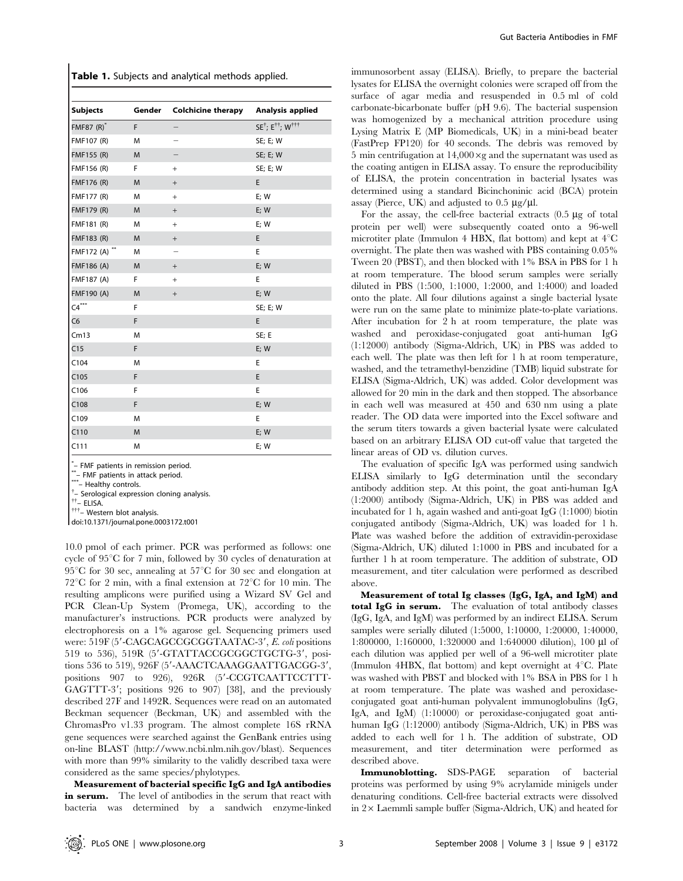**Table 1.** Subjects and analytical methods applied.

| Subjects | Gender | Colchicine therapy | Analysis applied |
| --- | --- | --- | --- |
| FMF87 (R)* | F | – | SE†; E††; W††† |
| FMF107 (R) | M | – | SE; E; W |
| FMF155 (R) | M | – | SE; E; W |
| FMF156 (R) | F | + | SE; E; W |
| FMF176 (R) | M | + | E |
| FMF177 (R) | M | + | E; W |
| FMF179 (R) | M | + | E; W |
| FMF181 (R) | M | + | E; W |
| FMF183 (R) | M | + | E |
| FMF172 (A) ** | M | – | E |
| FMF186 (A) | M | + | E; W |
| FMF187 (A) | F | + | E |
| FMF190 (A) | M | + | E; W |
| C4*** | F | | SE; E; W |
| C6 | F | | E |
| Cm13 | M | | SE; E |
| C15 | F | | E; W |
| C104 | M | | E |
| C105 | F | | E |
| C106 | F | | E |
| C108 | F | | E; W |
| C109 | M | | E |
| C110 | M | | E; W |
| C111 | M | | E; W |

*– FMF patients in remission period.
**– FMF patients in attack period.
***– Healthy controls.
†– Serological expression cloning analysis.
††– ELISA.
†††– Western blot analysis.
doi:10.1371/journal.pone.0003172.t001

10.0 pmol of each primer. PCR was performed as follows: one cycle of 95°C for 7 min, followed by 30 cycles of denaturation at 95°C for 30 sec, annealing at 57°C for 30 sec and elongation at 72°C for 2 min, with a final extension at 72°C for 10 min. The resulting amplicons were purified using a Wizard SV Gel and PCR Clean-Up System (Promega, UK), according to the manufacturer's instructions. PCR products were analyzed by electrophoresis on a 1% agarose gel. Sequencing primers used were: 519F (5′-CAGCAGCCGCGGTAATAC-3′, *E. coli* positions 519 to 536), 519R (5′-GTATTACCGCGGCTGCTG-3′, positions 536 to 519), 926F (5′-AAACTCAAAGGAATTGACGG-3′, positions 907 to 926), 926R (5′-CCGTCAATTCCTTT-GAGTTT-3′; positions 926 to 907) [38], and the previously described 27F and 1492R. Sequences were read on an automated Beckman sequencer (Beckman, UK) and assembled with the ChromasPro v1.33 program. The almost complete 16S rRNA gene sequences were searched against the GenBank entries using on-line BLAST (http://www.ncbi.nlm.nih.gov/blast). Sequences with more than 99% similarity to the validly described taxa were considered as the same species/phylotypes.

**Measurement of bacterial specific IgG and IgA antibodies in serum.** The level of antibodies in the serum that react with bacteria was determined by a sandwich enzyme-linked immunosorbent assay (ELISA). Briefly, to prepare the bacterial lysates for ELISA the overnight colonies were scraped off from the surface of agar media and resuspended in 0.5 ml of cold carbonate-bicarbonate buffer (pH 9.6). The bacterial suspension was homogenized by a mechanical attrition procedure using Lysing Matrix E (MP Biomedicals, UK) in a mini-bead beater (FastPrep FP120) for 40 seconds. The debris was removed by 5 min centrifugation at 14,000×g and the supernatant was used as the coating antigen in ELISA assay. To ensure the reproducibility of ELISA, the protein concentration in bacterial lysates was determined using a standard Bicinchoninic acid (BCA) protein assay (Pierce, UK) and adjusted to 0.5 µg/µl.

For the assay, the cell-free bacterial extracts (0.5 µg of total protein per well) were subsequently coated onto a 96-well microtiter plate (Immulon 4 HBX, flat bottom) and kept at 4°C overnight. The plate then was washed with PBS containing 0.05% Tween 20 (PBST), and then blocked with 1% BSA in PBS for 1 h at room temperature. The blood serum samples were serially diluted in PBS (1:500, 1:1000, 1:2000, and 1:4000) and loaded onto the plate. All four dilutions against a single bacterial lysate were run on the same plate to minimize plate-to-plate variations. After incubation for 2 h at room temperature, the plate was washed and peroxidase-conjugated goat anti-human IgG (1:12000) antibody (Sigma-Aldrich, UK) in PBS was added to each well. The plate was then left for 1 h at room temperature, washed, and the tetramethyl-benzidine (TMB) liquid substrate for ELISA (Sigma-Aldrich, UK) was added. Color development was allowed for 20 min in the dark and then stopped. The absorbance in each well was measured at 450 and 630 nm using a plate reader. The OD data were imported into the Excel software and the serum titers towards a given bacterial lysate were calculated based on an arbitrary ELISA OD cut-off value that targeted the linear areas of OD vs. dilution curves.

The evaluation of specific IgA was performed using sandwich ELISA similarly to IgG determination until the secondary antibody addition step. At this point, the goat anti-human IgA (1:2000) antibody (Sigma-Aldrich, UK) in PBS was added and incubated for 1 h, again washed and anti-goat IgG (1:1000) biotin conjugated antibody (Sigma-Aldrich, UK) was loaded for 1 h. Plate was washed before the addition of extravidin-peroxidase (Sigma-Aldrich, UK) diluted 1:1000 in PBS and incubated for a further 1 h at room temperature. The addition of substrate, OD measurement, and titer calculation were performed as described above.

**Measurement of total Ig classes (IgG, IgA, and IgM) and total IgG in serum.** The evaluation of total antibody classes (IgG, IgA, and IgM) was performed by an indirect ELISA. Serum samples were serially diluted (1:5000, 1:10000, 1:20000, 1:40000, 1:800000, 1:160000, 1:320000 and 1:640000 dilution), 100 µl of each dilution was applied per well of a 96-well microtiter plate (Immulon 4HBX, flat bottom) and kept overnight at 4°C. Plate was washed with PBST and blocked with 1% BSA in PBS for 1 h at room temperature. The plate was washed and peroxidase-conjugated goat anti-human polyvalent immunoglobulins (IgG, IgA, and IgM) (1:10000) or peroxidase-conjugated goat anti-human IgG (1:12000) antibody (Sigma-Aldrich, UK) in PBS was added to each well for 1 h. The addition of substrate, OD measurement, and titer determination were performed as described above.

**Immunoblotting.** SDS-PAGE separation of bacterial proteins was performed by using 9% acrylamide minigels under denaturing conditions. Cell-free bacterial extracts were dissolved in 2× Laemmli sample buffer (Sigma-Aldrich, UK) and heated for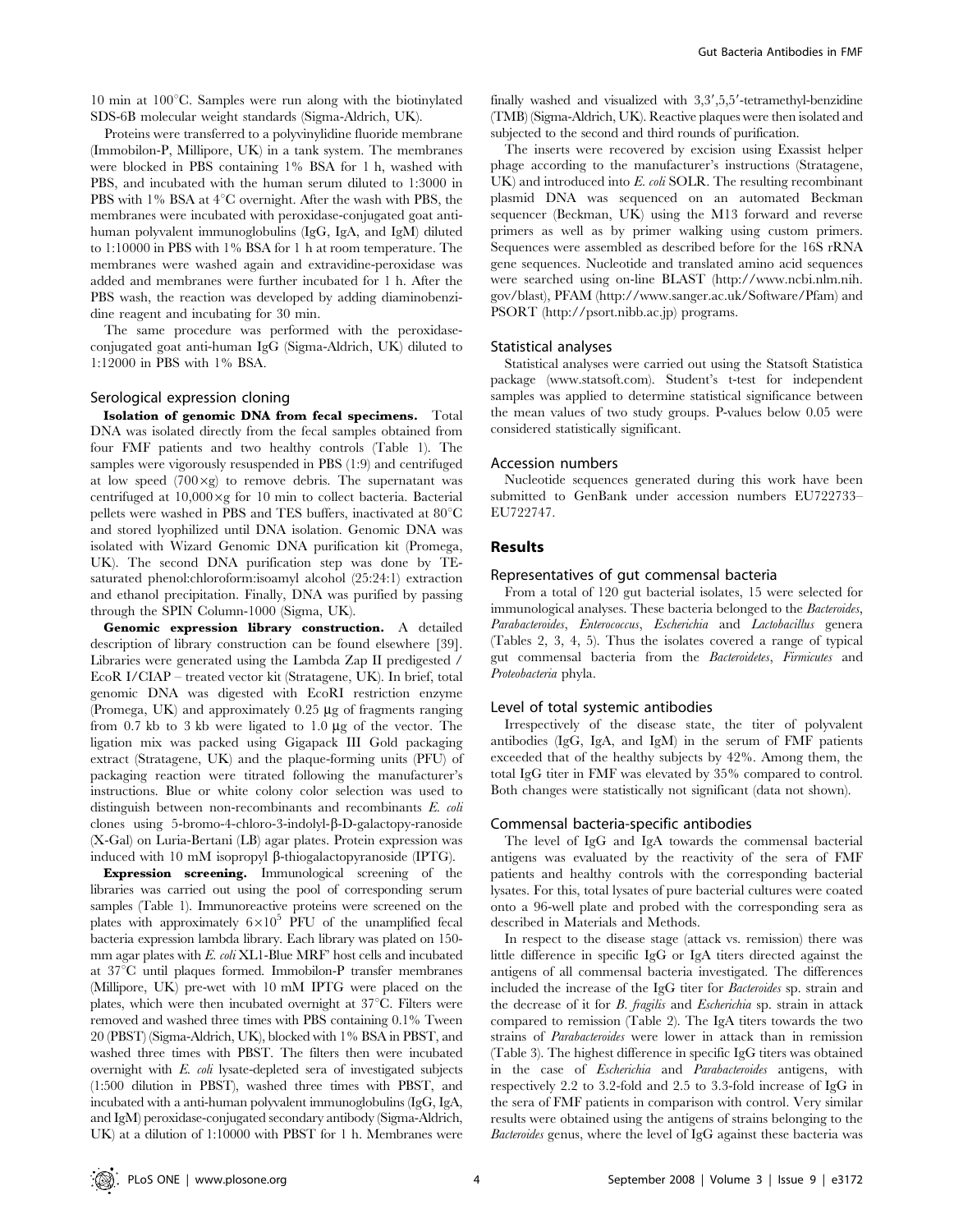10 min at 100°C. Samples were run along with the biotinylated SDS-6B molecular weight standards (Sigma-Aldrich, UK).

Proteins were transferred to a polyvinylidine fluoride membrane (Immobilon-P, Millipore, UK) in a tank system. The membranes were blocked in PBS containing 1% BSA for 1 h, washed with PBS, and incubated with the human serum diluted to 1:3000 in PBS with 1% BSA at 4°C overnight. After the wash with PBS, the membranes were incubated with peroxidase-conjugated goat anti-human polyvalent immunoglobulins (IgG, IgA, and IgM) diluted to 1:10000 in PBS with 1% BSA for 1 h at room temperature. The membranes were washed again and extravidine-peroxidase was added and membranes were further incubated for 1 h. After the PBS wash, the reaction was developed by adding diaminobenzidine reagent and incubating for 30 min.

The same procedure was performed with the peroxidase-conjugated goat anti-human IgG (Sigma-Aldrich, UK) diluted to 1:12000 in PBS with 1% BSA.

### Serological expression cloning

**Isolation of genomic DNA from fecal specimens.** Total DNA was isolated directly from the fecal samples obtained from four FMF patients and two healthy controls (Table 1). The samples were vigorously resuspended in PBS (1:9) and centrifuged at low speed (700×g) to remove debris. The supernatant was centrifuged at 10,000×g for 10 min to collect bacteria. Bacterial pellets were washed in PBS and TES buffers, inactivated at 80°C and stored lyophilized until DNA isolation. Genomic DNA was isolated with Wizard Genomic DNA purification kit (Promega, UK). The second DNA purification step was done by TE-saturated phenol:chloroform:isoamyl alcohol (25:24:1) extraction and ethanol precipitation. Finally, DNA was purified by passing through the SPIN Column-1000 (Sigma, UK).

**Genomic expression library construction.** A detailed description of library construction can be found elsewhere [39]. Libraries were generated using the Lambda Zap II predigested / EcoR I/CIAP – treated vector kit (Stratagene, UK). In brief, total genomic DNA was digested with EcoRI restriction enzyme (Promega, UK) and approximately 0.25 µg of fragments ranging from 0.7 kb to 3 kb were ligated to 1.0 µg of the vector. The ligation mix was packed using Gigapack III Gold packaging extract (Stratagene, UK) and the plaque-forming units (PFU) of packaging reaction were titrated following the manufacturer's instructions. Blue or white colony color selection was used to distinguish between non-recombinants and recombinants *E. coli* clones using 5-bromo-4-chloro-3-indolyl-β-D-galactopy-ranoside (X-Gal) on Luria-Bertani (LB) agar plates. Protein expression was induced with 10 mM isopropyl β-thiogalactopyranoside (IPTG).

**Expression screening.** Immunological screening of the libraries was carried out using the pool of corresponding serum samples (Table 1). Immunoreactive proteins were screened on the plates with approximately $6\times10^5$ PFU of the unamplified fecal bacteria expression lambda library. Each library was plated on 150-mm agar plates with *E. coli* XL1-Blue MRF' host cells and incubated at 37°C until plaques formed. Immobilon-P transfer membranes (Millipore, UK) pre-wet with 10 mM IPTG were placed on the plates, which were then incubated overnight at 37°C. Filters were removed and washed three times with PBS containing 0.1% Tween 20 (PBST) (Sigma-Aldrich, UK), blocked with 1% BSA in PBST, and washed three times with PBST. The filters then were incubated overnight with *E. coli* lysate-depleted sera of investigated subjects (1:500 dilution in PBST), washed three times with PBST, and incubated with a anti-human polyvalent immunoglobulins (IgG, IgA, and IgM) peroxidase-conjugated secondary antibody (Sigma-Aldrich, UK) at a dilution of 1:10000 with PBST for 1 h. Membranes were finally washed and visualized with 3,3′,5,5′-tetramethyl-benzidine (TMB) (Sigma-Aldrich, UK). Reactive plaques were then isolated and subjected to the second and third rounds of purification.

The inserts were recovered by excision using Exassist helper phage according to the manufacturer's instructions (Stratagene, UK) and introduced into *E. coli* SOLR. The resulting recombinant plasmid DNA was sequenced on an automated Beckman sequencer (Beckman, UK) using the M13 forward and reverse primers as well as by primer walking using custom primers. Sequences were assembled as described before for the 16S rRNA gene sequences. Nucleotide and translated amino acid sequences were searched using on-line BLAST (http://www.ncbi.nlm.nih.gov/blast), PFAM (http://www.sanger.ac.uk/Software/Pfam) and PSORT (http://psort.nibb.ac.jp) programs.

### Statistical analyses

Statistical analyses were carried out using the Statsoft Statistica package (www.statsoft.com). Student's t-test for independent samples was applied to determine statistical significance between the mean values of two study groups. P-values below 0.05 were considered statistically significant.

### Accession numbers

Nucleotide sequences generated during this work have been submitted to GenBank under accession numbers EU722733–EU722747.

## Results

### Representatives of gut commensal bacteria

From a total of 120 gut bacterial isolates, 15 were selected for immunological analyses. These bacteria belonged to the *Bacteroides*, *Parabacteroides*, *Enterococcus*, *Escherichia* and *Lactobacillus* genera (Tables 2, 3, 4, 5). Thus the isolates covered a range of typical gut commensal bacteria from the *Bacteroidetes*, *Firmicutes* and *Proteobacteria* phyla.

### Level of total systemic antibodies

Irrespectively of the disease state, the titer of polyvalent antibodies (IgG, IgA, and IgM) in the serum of FMF patients exceeded that of the healthy subjects by 42%. Among them, the total IgG titer in FMF was elevated by 35% compared to control. Both changes were statistically not significant (data not shown).

### Commensal bacteria-specific antibodies

The level of IgG and IgA towards the commensal bacterial antigens was evaluated by the reactivity of the sera of FMF patients and healthy controls with the corresponding bacterial lysates. For this, total lysates of pure bacterial cultures were coated onto a 96-well plate and probed with the corresponding sera as described in Materials and Methods.

In respect to the disease stage (attack vs. remission) there was little difference in specific IgG or IgA titers directed against the antigens of all commensal bacteria investigated. The differences included the increase of the IgG titer for *Bacteroides* sp. strain and the decrease of it for *B. fragilis* and *Escherichia* sp. strain in attack compared to remission (Table 2). The IgA titers towards the two strains of *Parabacteroides* were lower in attack than in remission (Table 3). The highest difference in specific IgG titers was obtained in the case of *Escherichia* and *Parabacteroides* antigens, with respectively 2.2 to 3.2-fold and 2.5 to 3.3-fold increase of IgG in the sera of FMF patients in comparison with control. Very similar results were obtained using the antigens of strains belonging to the *Bacteroides* genus, where the level of IgG against these bacteria was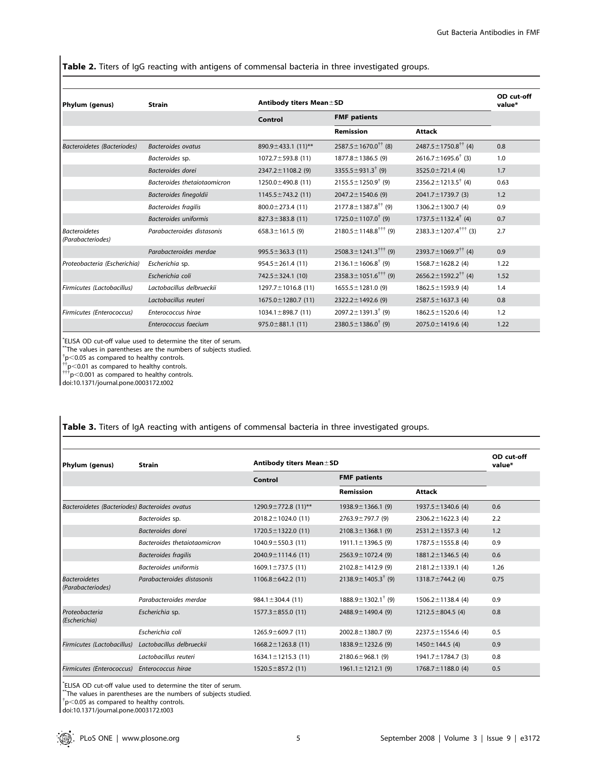**Table 2.** Titers of IgG reacting with antigens of commensal bacteria in three investigated groups.

| Phylum (genus) | Strain | Antibody titers Mean±SD | | | OD cut-off value* |
|---|---|---|---|---|---|
| | | Control | FMF patients | | |
| | | | Remission | Attack | |
| *Bacteroidetes (Bacteriodes)* | *Bacteroides ovatus* | 890.9±433.1 (11)** | 2587.5±1670.0[††] (8) | 2487.5±1750.8[††] (4) | 0.8 |
| | *Bacteroides* sp. | 1072.7±593.8 (11) | 1877.8±1386.5 (9) | 2616.7±1695.6[†] (3) | 1.0 |
| | *Bacteroides dorei* | 2347.2±1108.2 (9) | 3355.5±931.3[†] (9) | 3525.0±721.4 (4) | 1.7 |
| | *Bacteroides thetaiotaomicron* | 1250.0±490.8 (11) | 2155.5±1250.9[†] (9) | 2356.2±1213.5[†] (4) | 0.63 |
| | *Bacteroides finegoldii* | 1145.5±743.2 (11) | 2047.2±1540.6 (9) | 2041.7±1739.7 (3) | 1.2 |
| | *Bacteroides fragilis* | 800.0±273.4 (11) | 2177.8±1387.8[††] (9) | 1306.2±1300.7 (4) | 0.9 |
| | *Bacteroides uniformis* | 827.3±383.8 (11) | 1725.0±1107.0[†] (9) | 1737.5±1132.4[†] (4) | 0.7 |
| *Bacteroidetes (Parabacteriodes)* | *Parabacteroides distasonis* | 658.3±161.5 (9) | 2180.5±1148.9[†††] (9) | 2383.3±1207.4[†††] (3) | 2.7 |
| | *Parabacteroides merdae* | 995.5±363.3 (11) | 2508.3±1241.3[†††] (9) | 2393.7±1069.7[††] (4) | 0.9 |
| *Proteobacteria (Escherichia)* | *Escherichia* sp. | 954.5±261.4 (11) | 2136.1±1606.8[†] (9) | 1568.7±1628.2 (4) | 1.22 |
| | *Escherichia coli* | 742.5±324.1 (10) | 2358.3±1051.6[†††] (9) | 2656.2±1592.2[††] (4) | 1.52 |
| *Firmicutes (Lactobacillus)* | *Lactobacillus delbrueckii* | 1297.7±1016.8 (11) | 1655.5±1281.0 (9) | 1862.5±1593.9 (4) | 1.4 |
| | *Lactobacillus reuteri* | 1675.0±1280.7 (11) | 2322.2±1492.6 (9) | 2587.5±1637.3 (4) | 0.8 |
| *Firmicutes (Enterococcus)* | *Enterococcus hirae* | 1034.1±898.7 (11) | 2097.2±1391.3[†] (9) | 1862.5±1520.6 (4) | 1.2 |
| | *Enterococcus faecium* | 975.0±881.1 (11) | 2380.5±1386.0[†] (9) | 2075.0±1419.6 (4) | 1.22 |

*ELISA OD cut-off value used to determine the titer of serum.
**The values in parentheses are the numbers of subjects studied.
†$p<0.05$ as compared to healthy controls.
††$p<0.01$ as compared to healthy controls.
†††$p<0.001$ as compared to healthy controls.
doi:10.1371/journal.pone.0003172.t002

**Table 3.** Titers of IgA reacting with antigens of commensal bacteria in three investigated groups.

| Phylum (genus) | Strain | Antibody titers Mean±SD | | | OD cut-off value* |
|---|---|---|---|---|---|
| | | Control | FMF patients | | |
| | | | Remission | Attack | |
| *Bacteroidetes (Bacteriodes)* | *Bacteroides ovatus* | 1290.9±772.8 (11)** | 1938.9±1366.1 (9) | 1937.5±1340.6 (4) | 0.6 |
| | *Bacteroides* sp. | 2018.2±1024.0 (11) | 2763.9±797.7 (9) | 2306.2±1622.3 (4) | 2.2 |
| | *Bacteroides dorei* | 1720.5±1322.0 (11) | 2108.3±1368.1 (9) | 2531.2±1357.3 (4) | 1.2 |
| | *Bacteroides thetaiotaomicron* | 1040.9±550.3 (11) | 1911.1±1396.5 (9) | 1787.5±1555.8 (4) | 0.9 |
| | *Bacteroides fragilis* | 2040.9±1114.6 (11) | 2563.9±1072.4 (9) | 1881.2±1346.5 (4) | 0.6 |
| | *Bacteroides uniformis* | 1609.1±737.5 (11) | 2102.8±1412.9 (9) | 2181.2±1339.1 (4) | 1.26 |
| *Bacteroidetes (Parabacteriodes)* | *Parabacteroides distasonis* | 1106.8±642.2 (11) | 2138.9±1405.3[†] (9) | 1318.7±744.2 (4) | 0.75 |
| | *Parabacteroides merdae* | 984.1±304.4 (11) | 1888.9±1302.1[†] (9) | 1506.2±1138.4 (4) | 0.9 |
| *Proteobacteria (Escherichia)* | *Escherichia* sp. | 1577.3±855.0 (11) | 2488.9±1490.4 (9) | 1212.5±804.5 (4) | 0.8 |
| | *Escherichia coli* | 1265.9±609.7 (11) | 2002.8±1380.7 (9) | 2237.5±1554.6 (4) | 0.5 |
| *Firmicutes (Lactobacillus)* | *Lactobacillus delbrueckii* | 1668.2±1263.8 (11) | 1838.9±1232.6 (9) | 1450±144.5 (4) | 0.9 |
| | *Lactobacillus reuteri* | 1634.1±1215.3 (11) | 2180.6±968.1 (9) | 1941.7±1784.7 (3) | 0.8 |
| *Firmicutes (Enterococcus)* | *Enterococcus hirae* | 1520.5±857.2 (11) | 1961.1±1212.1 (9) | 1768.7±1188.0 (4) | 0.5 |

*ELISA OD cut-off value used to determine the titer of serum.
**The values in parentheses are the numbers of subjects studied.
†$p<0.05$ as compared to healthy controls.
doi:10.1371/journal.pone.0003172.t003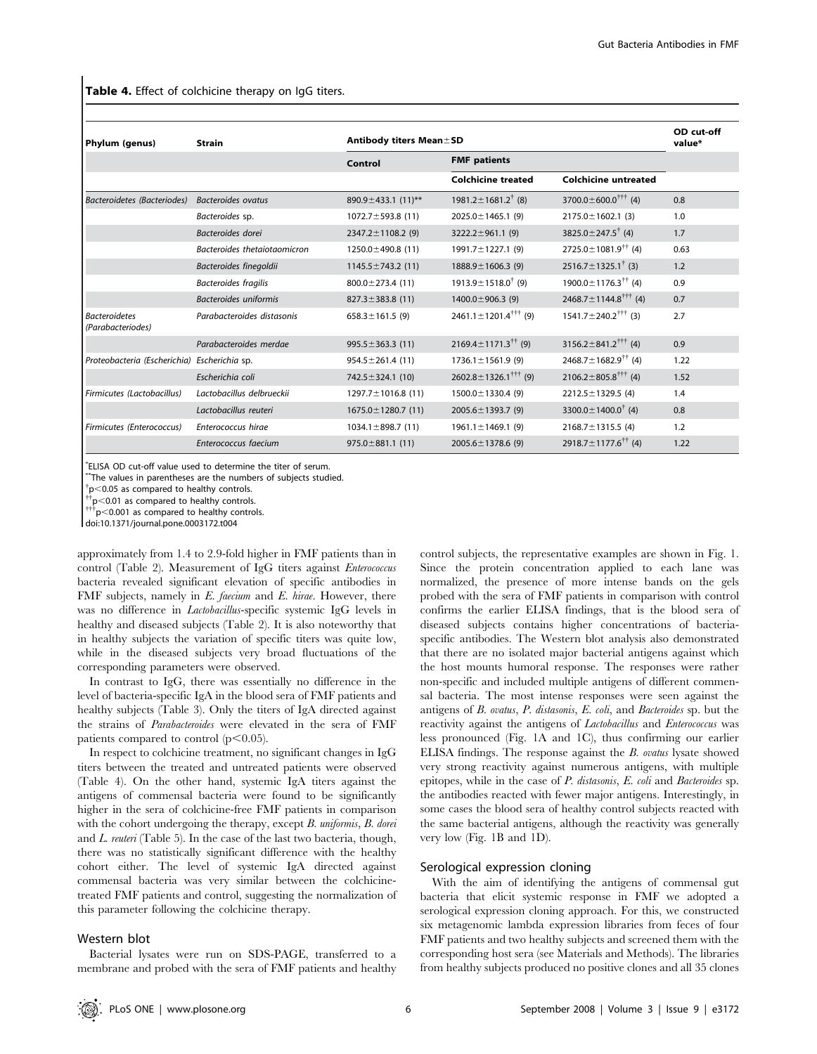**Table 4.** Effect of colchicine therapy on IgG titers.

| Phylum (genus) | Strain | Antibody titers Mean±SD | | | OD cut-off value* |
|---|---|---|---|---|---|
| | | Control | FMF patients | | |
| | | | Colchicine treated | Colchicine untreated | |
| *Bacteroidetes (Bacteriodes)* | *Bacteroides ovatus* | 890.9±433.1 (11)** | 1981.2±1681.2[†] (8) | 3700.0±600.0[†††] (4) | 0.8 |
| | *Bacteroides* sp. | 1072.7±593.8 (11) | 2025.0±1465.1 (9) | 2175.0±1602.1 (3) | 1.0 |
| | *Bacteroides dorei* | 2347.2±1108.2 (9) | 3222.2±961.1 (9) | 3825.0±247.5[†] (4) | 1.7 |
| | *Bacteroides thetaiotaomicron* | 1250.0±490.8 (11) | 1991.7±1227.1 (9) | 2725.0±1081.9[††] (4) | 0.63 |
| | *Bacteroides finegoldii* | 1145.5±743.2 (11) | 1888.9±1606.3 (9) | 2516.7±1325.1[†] (3) | 1.2 |
| | *Bacteroides fragilis* | 800.0±273.4 (11) | 1913.9±1518.0[†] (9) | 1900.0±1176.3[††] (4) | 0.9 |
| | *Bacteroides uniformis* | 827.3±383.8 (11) | 1400.0±906.3 (9) | 2468.7±1144.8[†††] (4) | 0.7 |
| *Bacteroidetes (Parabacteriodes)* | *Parabacteroides distasonis* | 658.3±161.5 (9) | 2461.1±1201.4[†††] (9) | 1541.7±240.2[†††] (3) | 2.7 |
| | *Parabacteroides merdae* | 995.5±363.3 (11) | 2169.4±1171.3[††] (9) | 3156.2±841.2[†††] (4) | 0.9 |
| *Proteobacteria (Escherichia)* | *Escherichia* sp. | 954.5±261.4 (11) | 1736.1±1561.9 (9) | 2468.7±1682.9[††] (4) | 1.22 |
| | *Escherichia coli* | 742.5±324.1 (10) | 2602.8±1326.1[†††] (9) | 2106.2±805.8[†††] (4) | 1.52 |
| *Firmicutes (Lactobacillus)* | *Lactobacillus delbrueckii* | 1297.7±1016.8 (11) | 1500.0±1330.4 (9) | 2212.5±1329.5 (4) | 1.4 |
| | *Lactobacillus reuteri* | 1675.0±1280.7 (11) | 2005.6±1393.7 (9) | 3300.0±1400.0[†] (4) | 0.8 |
| *Firmicutes (Enterococcus)* | *Enterococcus hirae* | 1034.1±898.7 (11) | 1961.1±1469.1 (9) | 2168.7±1315.5 (4) | 1.2 |
| | *Enterococcus faecium* | 975.0±881.1 (11) | 2005.6±1378.6 (9) | 2918.7±1177.6[††] (4) | 1.22 |

*ELISA OD cut-off value used to determine the titer of serum.
**The values in parentheses are the numbers of subjects studied.
[†]$p<0.05$ as compared to healthy controls.
[††]$p<0.01$ as compared to healthy controls.
[†††]$p<0.001$ as compared to healthy controls.
doi:10.1371/journal.pone.0003172.t004

approximately from 1.4 to 2.9-fold higher in FMF patients than in control (Table 2). Measurement of IgG titers against *Enterococcus* bacteria revealed significant elevation of specific antibodies in FMF subjects, namely in *E. faecium* and *E. hirae*. However, there was no difference in *Lactobacillus*-specific systemic IgG levels in healthy and diseased subjects (Table 2). It is also noteworthy that in healthy subjects the variation of specific titers was quite low, while in the diseased subjects very broad fluctuations of the corresponding parameters were observed.

In contrast to IgG, there was essentially no difference in the level of bacteria-specific IgA in the blood sera of FMF patients and healthy subjects (Table 3). Only the titers of IgA directed against the strains of *Parabacteroides* were elevated in the sera of FMF patients compared to control ($p<0.05$).

In respect to colchicine treatment, no significant changes in IgG titers between the treated and untreated patients were observed (Table 4). On the other hand, systemic IgA titers against the antigens of commensal bacteria were found to be significantly higher in the sera of colchicine-free FMF patients in comparison with the cohort undergoing the therapy, except *B. uniformis*, *B. dorei* and *L. reuteri* (Table 5). In the case of the last two bacteria, though, there was no statistically significant difference with the healthy cohort either. The level of systemic IgA directed against commensal bacteria was very similar between the colchicine-treated FMF patients and control, suggesting the normalization of this parameter following the colchicine therapy.

## Western blot

Bacterial lysates were run on SDS-PAGE, transferred to a membrane and probed with the sera of FMF patients and healthy control subjects, the representative examples are shown in Fig. 1. Since the protein concentration applied to each lane was normalized, the presence of more intense bands on the gels probed with the sera of FMF patients in comparison with control confirms the earlier ELISA findings, that is the blood sera of diseased subjects contains higher concentrations of bacteria-specific antibodies. The Western blot analysis also demonstrated that there are no isolated major bacterial antigens against which the host mounts humoral response. The responses were rather non-specific and included multiple antigens of different commensal bacteria. The most intense responses were seen against the antigens of *B. ovatus*, *P. distasonis*, *E. coli*, and *Bacteroides* sp. but the reactivity against the antigens of *Lactobacillus* and *Enterococcus* was less pronounced (Fig. 1A and 1C), thus confirming our earlier ELISA findings. The response against the *B. ovatus* lysate showed very strong reactivity against numerous antigens, with multiple epitopes, while in the case of *P. distasonis*, *E. coli* and *Bacteroides* sp. the antibodies reacted with fewer major antigens. Interestingly, in some cases the blood sera of healthy control subjects reacted with the same bacterial antigens, although the reactivity was generally very low (Fig. 1B and 1D).

## Serological expression cloning

With the aim of identifying the antigens of commensal gut bacteria that elicit systemic response in FMF we adopted a serological expression cloning approach. For this, we constructed six metagenomic lambda expression libraries from feces of four FMF patients and two healthy subjects and screened them with the corresponding host sera (see Materials and Methods). The libraries from healthy subjects produced no positive clones and all 35 clones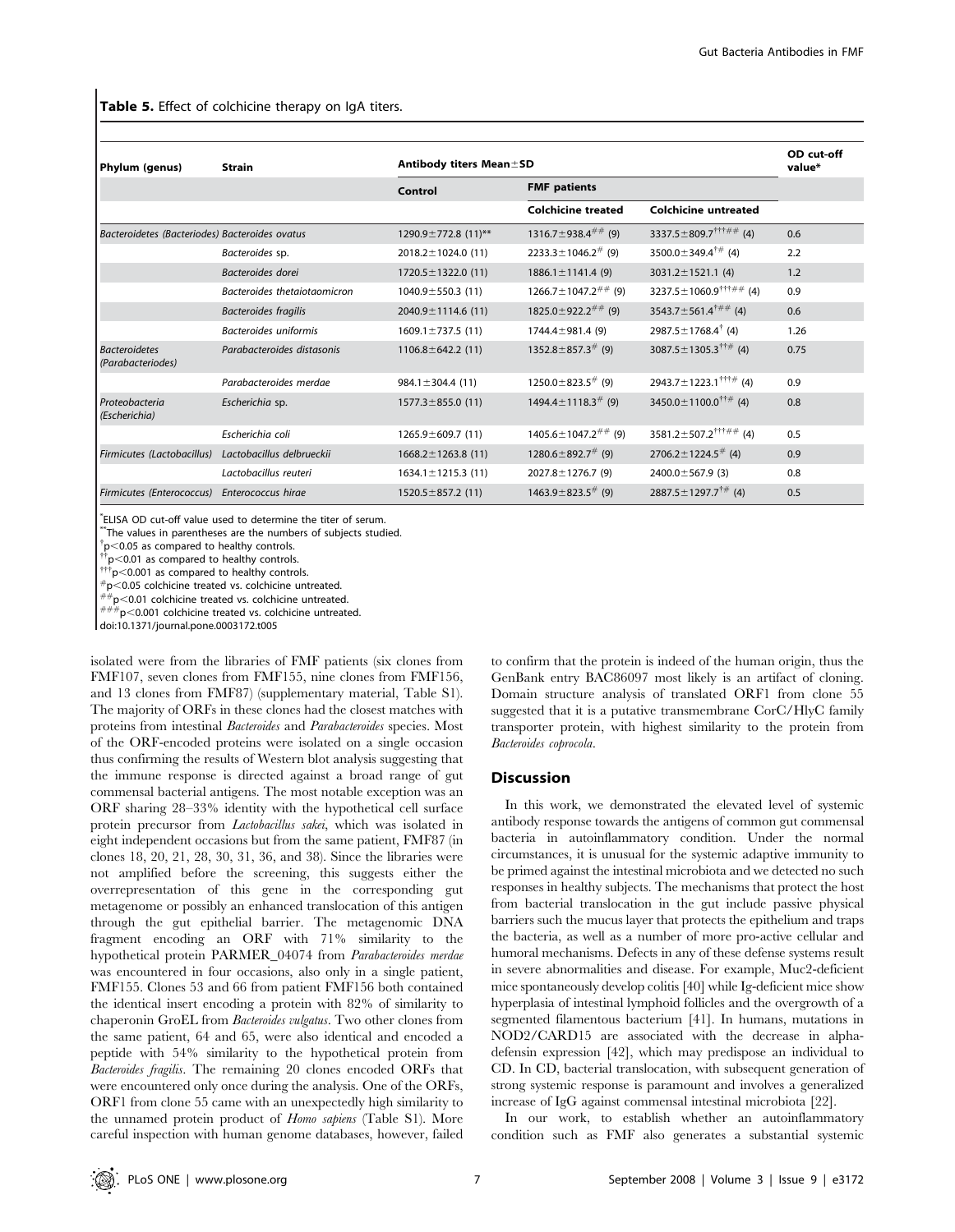**Table 5.** Effect of colchicine therapy on IgA titers.

| Phylum (genus) | Strain | Antibody titers Mean±SD | | | OD cut-off value* |
|---|---|---|---|---|---|
| | | Control | FMF patients | | |
| | | | Colchicine treated | Colchicine untreated | |
| *Bacteroidetes (Bacteriodes)* | *Bacteroides ovatus* | 1290.9±772.8 (11)** | 1316.7±938.4$^{\#\#}$ (9) | 3337.5±809.7$^{\dagger\dagger\dagger\#\#}$ (4) | 0.6 |
| | *Bacteroides* sp. | 2018.2±1024.0 (11) | 2233.3±1046.2$^{\#}$ (9) | 3500.0±349.4$^{\dagger\#}$ (4) | 2.2 |
| | *Bacteroides dorei* | 1720.5±1322.0 (11) | 1886.1±1141.4 (9) | 3031.2±1521.1 (4) | 1.2 |
| | *Bacteroides thetaiotaomicron* | 1040.9±550.3 (11) | 1266.7±1047.2$^{\#\#}$ (9) | 3237.5±1060.9$^{\dagger\dagger\dagger\#\#}$ (4) | 0.9 |
| | *Bacteroides fragilis* | 2040.9±1114.6 (11) | 1825.0±922.2$^{\#\#}$ (9) | 3543.7±561.4$^{\dagger\#\#}$ (4) | 0.6 |
| | *Bacteroides uniformis* | 1609.1±737.5 (11) | 1744.4±981.4 (9) | 2987.5±1768.4$^{\dagger}$ (4) | 1.26 |
| *Bacteroidetes (Parabacteriodes)* | *Parabacteroides distasonis* | 1106.8±642.2 (11) | 1352.8±857.3$^{\#}$ (9) | 3087.5±1305.3$^{\dagger\dagger\#}$ (4) | 0.75 |
| | *Parabacteroides merdae* | 984.1±304.4 (11) | 1250.0±823.5$^{\#}$ (9) | 2943.7±1223.1$^{\dagger\dagger\dagger\#}$ (4) | 0.9 |
| *Proteobacteria (Escherichia)* | *Escherichia* sp. | 1577.3±855.0 (11) | 1494.4±1118.3$^{\#}$ (9) | 3450.0±1100.0$^{\dagger\dagger\#}$ (4) | 0.8 |
| | *Escherichia coli* | 1265.9±609.7 (11) | 1405.6±1047.2$^{\#\#}$ (9) | 3581.2±507.2$^{\dagger\dagger\dagger\#\#}$ (4) | 0.5 |
| *Firmicutes (Lactobacillus)* | *Lactobacillus delbrueckii* | 1668.2±1263.8 (11) | 1280.6±892.7$^{\#}$ (9) | 2706.2±1224.5$^{\#}$ (4) | 0.9 |
| | *Lactobacillus reuteri* | 1634.1±1215.3 (11) | 2027.8±1276.7 (9) | 2400.0±567.9 (3) | 0.8 |
| *Firmicutes (Enterococcus)* | *Enterococcus hirae* | 1520.5±857.2 (11) | 1463.9±823.5$^{\#}$ (9) | 2887.5±1297.7$^{\dagger\#}$ (4) | 0.5 |

*ELISA OD cut-off value used to determine the titer of serum.
**The values in parentheses are the numbers of subjects studied.
$^{\dagger}p<0.05$ as compared to healthy controls.
$^{\dagger\dagger}p<0.01$ as compared to healthy controls.
$^{\dagger\dagger\dagger}p<0.001$ as compared to healthy controls.
$^{\#}p<0.05$ colchicine treated vs. colchicine untreated.
$^{\#\#}p<0.01$ colchicine treated vs. colchicine untreated.
$^{\#\#\#}p<0.001$ colchicine treated vs. colchicine untreated.
doi:10.1371/journal.pone.0003172.t005

isolated were from the libraries of FMF patients (six clones from FMF107, seven clones from FMF155, nine clones from FMF156, and 13 clones from FMF87) (supplementary material, Table S1). The majority of ORFs in these clones had the closest matches with proteins from intestinal *Bacteroides* and *Parabacteroides* species. Most of the ORF-encoded proteins were isolated on a single occasion thus confirming the results of Western blot analysis suggesting that the immune response is directed against a broad range of gut commensal bacterial antigens. The most notable exception was an ORF sharing 28–33% identity with the hypothetical cell surface protein precursor from *Lactobacillus sakei*, which was isolated in eight independent occasions but from the same patient, FMF87 (in clones 18, 20, 21, 28, 30, 31, 36, and 38). Since the libraries were not amplified before the screening, this suggests either the overrepresentation of this gene in the corresponding gut metagenome or possibly an enhanced translocation of this antigen through the gut epithelial barrier. The metagenomic DNA fragment encoding an ORF with 71% similarity to the hypothetical protein PARMER_04074 from *Parabacteroides merdae* was encountered in four occasions, also only in a single patient, FMF155. Clones 53 and 66 from patient FMF156 both contained the identical insert encoding a protein with 82% of similarity to chaperonin GroEL from *Bacteroides vulgatus*. Two other clones from the same patient, 64 and 65, were also identical and encoded a peptide with 54% similarity to the hypothetical protein from *Bacteroides fragilis*. The remaining 20 clones encoded ORFs that were encountered only once during the analysis. One of the ORFs, ORF1 from clone 55 came with an unexpectedly high similarity to the unnamed protein product of *Homo sapiens* (Table S1). More careful inspection with human genome databases, however, failed to confirm that the protein is indeed of the human origin, thus the GenBank entry BAC86097 most likely is an artifact of cloning. Domain structure analysis of translated ORF1 from clone 55 suggested that it is a putative transmembrane CorC/HlyC family transporter protein, with highest similarity to the protein from *Bacteroides coprocola*.

## Discussion

In this work, we demonstrated the elevated level of systemic antibody response towards the antigens of common gut commensal bacteria in autoinflammatory condition. Under the normal circumstances, it is unusual for the systemic adaptive immunity to be primed against the intestinal microbiota and we detected no such responses in healthy subjects. The mechanisms that protect the host from bacterial translocation in the gut include passive physical barriers such the mucus layer that protects the epithelium and traps the bacteria, as well as a number of more pro-active cellular and humoral mechanisms. Defects in any of these defense systems result in severe abnormalities and disease. For example, Muc2-deficient mice spontaneously develop colitis [40] while Ig-deficient mice show hyperplasia of intestinal lymphoid follicles and the overgrowth of a segmented filamentous bacterium [41]. In humans, mutations in NOD2/CARD15 are associated with the decrease in alpha-defensin expression [42], which may predispose an individual to CD. In CD, bacterial translocation, with subsequent generation of strong systemic response is paramount and involves a generalized increase of IgG against commensal intestinal microbiota [22].

In our work, to establish whether an autoinflammatory condition such as FMF also generates a substantial systemic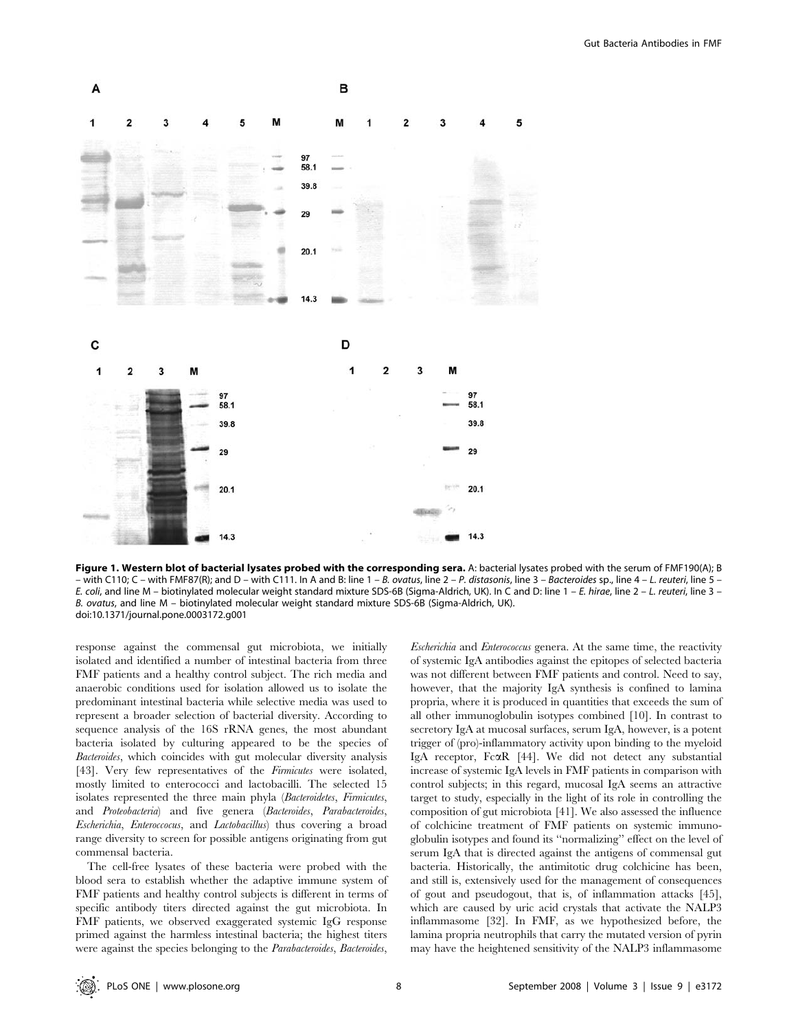A

1 2 3 4 5 M

97
58.1
39.8
29
20.1
14.3

B

M 1 2 3 4 5

C

1 2 3 M

97
58.1
39.8
29
20.1
14.3

D

1 2 3 M

97
58.1
39.8
29
20.1
14.3

**Figure 1. Western blot of bacterial lysates probed with the corresponding sera.** A: bacterial lysates probed with the serum of FMF190(A); B – with C110; C – with FMF87(R); and D – with C111. In A and B: line 1 – *B. ovatus*, line 2 – *P. distasonis*, line 3 – *Bacteroides* sp., line 4 – *L. reuteri*, line 5 – *E. coli*, and line M – biotinylated molecular weight standard mixture SDS-6B (Sigma-Aldrich, UK). In C and D: line 1 – *E. hirae*, line 2 – *L. reuteri*, line 3 – *B. ovatus*, and line M – biotinylated molecular weight standard mixture SDS-6B (Sigma-Aldrich, UK).
doi:10.1371/journal.pone.0003172.g001

response against the commensal gut microbiota, we initially isolated and identified a number of intestinal bacteria from three FMF patients and a healthy control subject. The rich media and anaerobic conditions used for isolation allowed us to isolate the predominant intestinal bacteria while selective media was used to represent a broader selection of bacterial diversity. According to sequence analysis of the 16S rRNA genes, the most abundant bacteria isolated by culturing appeared to be the species of *Bacteroides*, which coincides with gut molecular diversity analysis [43]. Very few representatives of the *Firmicutes* were isolated, mostly limited to enterococci and lactobacilli. The selected 15 isolates represented the three main phyla (*Bacteroidetes*, *Firmicutes*, and *Proteobacteria*) and five genera (*Bacteroides*, *Parabacteroides*, *Escherichia*, *Enteroccocus*, and *Lactobacillus*) thus covering a broad range diversity to screen for possible antigens originating from gut commensal bacteria.

The cell-free lysates of these bacteria were probed with the blood sera to establish whether the adaptive immune system of FMF patients and healthy control subjects is different in terms of specific antibody titers directed against the gut microbiota. In FMF patients, we observed exaggerated systemic IgG response primed against the harmless intestinal bacteria; the highest titers were against the species belonging to the *Parabacteroides*, *Bacteroides*, *Escherichia* and *Enterococcus* genera. At the same time, the reactivity of systemic IgA antibodies against the epitopes of selected bacteria was not different between FMF patients and control. Need to say, however, that the majority IgA synthesis is confined to lamina propria, where it is produced in quantities that exceeds the sum of all other immunoglobulin isotypes combined [10]. In contrast to secretory IgA at mucosal surfaces, serum IgA, however, is a potent trigger of (pro)-inflammatory activity upon binding to the myeloid IgA receptor, FcαR [44]. We did not detect any substantial increase of systemic IgA levels in FMF patients in comparison with control subjects; in this regard, mucosal IgA seems an attractive target to study, especially in the light of its role in controlling the composition of gut microbiota [41]. We also assessed the influence of colchicine treatment of FMF patients on systemic immunoglobulin isotypes and found its "normalizing" effect on the level of serum IgA that is directed against the antigens of commensal gut bacteria. Historically, the antimitotic drug colchicine has been, and still is, extensively used for the management of consequences of gout and pseudogout, that is, of inflammation attacks [45], which are caused by uric acid crystals that activate the NALP3 inflammasome [32]. In FMF, as we hypothesized before, the lamina propria neutrophils that carry the mutated version of pyrin may have the heightened sensitivity of the NALP3 inflammasome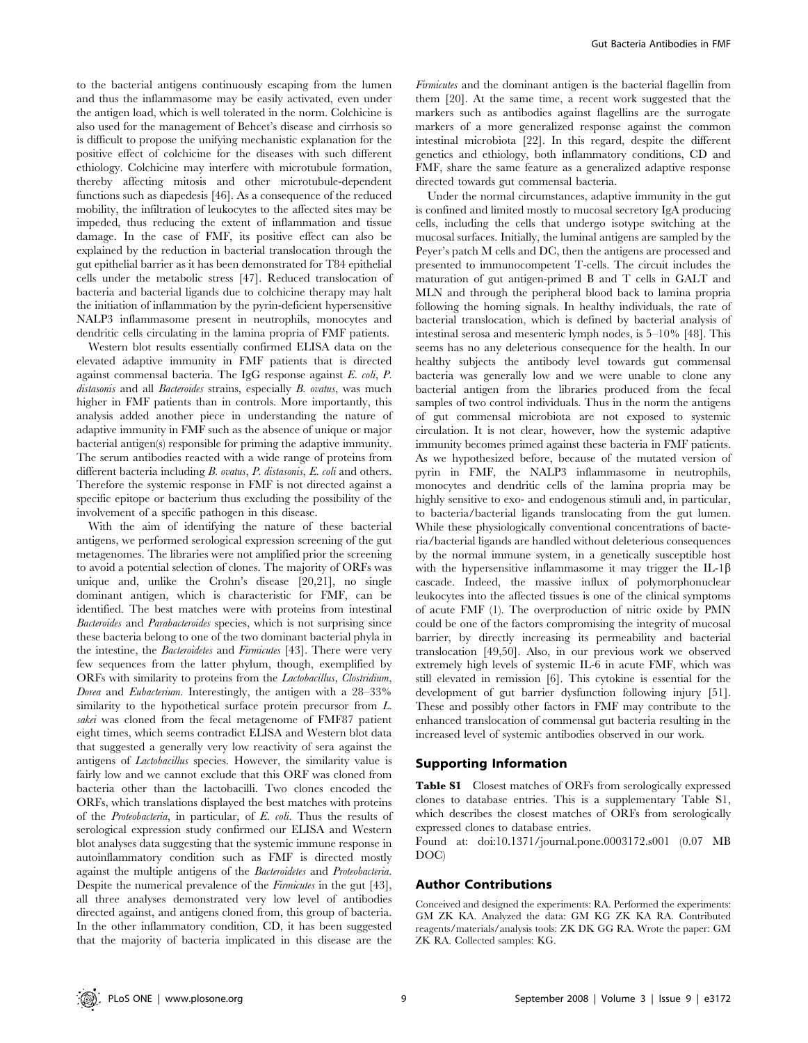to the bacterial antigens continuously escaping from the lumen and thus the inflammasome may be easily activated, even under the antigen load, which is well tolerated in the norm. Colchicine is also used for the management of Behcet's disease and cirrhosis so is difficult to propose the unifying mechanistic explanation for the positive effect of colchicine for the diseases with such different ethiology. Colchicine may interfere with microtubule formation, thereby affecting mitosis and other microtubule-dependent functions such as diapedesis [46]. As a consequence of the reduced mobility, the infiltration of leukocytes to the affected sites may be impeded, thus reducing the extent of inflammation and tissue damage. In the case of FMF, its positive effect can also be explained by the reduction in bacterial translocation through the gut epithelial barrier as it has been demonstrated for T84 epithelial cells under the metabolic stress [47]. Reduced translocation of bacteria and bacterial ligands due to colchicine therapy may halt the initiation of inflammation by the pyrin-deficient hypersensitive NALP3 inflammasome present in neutrophils, monocytes and dendritic cells circulating in the lamina propria of FMF patients.

Western blot results essentially confirmed ELISA data on the elevated adaptive immunity in FMF patients that is directed against commensal bacteria. The IgG response against *E. coli*, *P. distasonis* and all *Bacteroides* strains, especially *B. ovatus*, was much higher in FMF patients than in controls. More importantly, this analysis added another piece in understanding the nature of adaptive immunity in FMF such as the absence of unique or major bacterial antigen(s) responsible for priming the adaptive immunity. The serum antibodies reacted with a wide range of proteins from different bacteria including *B. ovatus*, *P. distasonis*, *E. coli* and others. Therefore the systemic response in FMF is not directed against a specific epitope or bacterium thus excluding the possibility of the involvement of a specific pathogen in this disease.

With the aim of identifying the nature of these bacterial antigens, we performed serological expression screening of the gut metagenomes. The libraries were not amplified prior the screening to avoid a potential selection of clones. The majority of ORFs was unique and, unlike the Crohn's disease [20,21], no single dominant antigen, which is characteristic for FMF, can be identified. The best matches were with proteins from intestinal *Bacteroides* and *Parabacteroides* species, which is not surprising since these bacteria belong to one of the two dominant bacterial phyla in the intestine, the *Bacteroidetes* and *Firmicutes* [43]. There were very few sequences from the latter phylum, though, exemplified by ORFs with similarity to proteins from the *Lactobacillus*, *Clostridium*, *Dorea* and *Eubacterium*. Interestingly, the antigen with a 28–33% similarity to the hypothetical surface protein precursor from *L. sakei* was cloned from the fecal metagenome of FMF87 patient eight times, which seems contradict ELISA and Western blot data that suggested a generally very low reactivity of sera against the antigens of *Lactobacillus* species. However, the similarity value is fairly low and we cannot exclude that this ORF was cloned from bacteria other than the lactobacilli. Two clones encoded the ORFs, which translations displayed the best matches with proteins of the *Proteobacteria*, in particular, of *E. coli*. Thus the results of serological expression study confirmed our ELISA and Western blot analyses data suggesting that the systemic immune response in autoinflammatory condition such as FMF is directed mostly against the multiple antigens of the *Bacteroidetes* and *Proteobacteria*. Despite the numerical prevalence of the *Firmicutes* in the gut [43], all three analyses demonstrated very low level of antibodies directed against, and antigens cloned from, this group of bacteria. In the other inflammatory condition, CD, it has been suggested that the majority of bacteria implicated in this disease are the *Firmicutes* and the dominant antigen is the bacterial flagellin from them [20]. At the same time, a recent work suggested that the markers such as antibodies against flagellins are the surrogate markers of a more generalized response against the common intestinal microbiota [22]. In this regard, despite the different genetics and ethiology, both inflammatory conditions, CD and FMF, share the same feature as a generalized adaptive response directed towards gut commensal bacteria.

Under the normal circumstances, adaptive immunity in the gut is confined and limited mostly to mucosal secretory IgA producing cells, including the cells that undergo isotype switching at the mucosal surfaces. Initially, the luminal antigens are sampled by the Peyer's patch M cells and DC, then the antigens are processed and presented to immunocompetent T-cells. The circuit includes the maturation of gut antigen-primed B and T cells in GALT and MLN and through the peripheral blood back to lamina propria following the homing signals. In healthy individuals, the rate of bacterial translocation, which is defined by bacterial analysis of intestinal serosa and mesenteric lymph nodes, is 5–10% [48]. This seems has no any deleterious consequence for the health. In our healthy subjects the antibody level towards gut commensal bacteria was generally low and we were unable to clone any bacterial antigen from the libraries produced from the fecal samples of two control individuals. Thus in the norm the antigens of gut commensal microbiota are not exposed to systemic circulation. It is not clear, however, how the systemic adaptive immunity becomes primed against these bacteria in FMF patients. As we hypothesized before, because of the mutated version of pyrin in FMF, the NALP3 inflammasome in neutrophils, monocytes and dendritic cells of the lamina propria may be highly sensitive to exo- and endogenous stimuli and, in particular, to bacteria/bacterial ligands translocating from the gut lumen. While these physiologically conventional concentrations of bacteria/bacterial ligands are handled without deleterious consequences by the normal immune system, in a genetically susceptible host with the hypersensitive inflammasome it may trigger the IL-1β cascade. Indeed, the massive influx of polymorphonuclear leukocytes into the affected tissues is one of the clinical symptoms of acute FMF (1). The overproduction of nitric oxide by PMN could be one of the factors compromising the integrity of mucosal barrier, by directly increasing its permeability and bacterial translocation [49,50]. Also, in our previous work we observed extremely high levels of systemic IL-6 in acute FMF, which was still elevated in remission [6]. This cytokine is essential for the development of gut barrier dysfunction following injury [51]. These and possibly other factors in FMF may contribute to the enhanced translocation of commensal gut bacteria resulting in the increased level of systemic antibodies observed in our work.

## Supporting Information

**Table S1** Closest matches of ORFs from serologically expressed clones to database entries. This is a supplementary Table S1, which describes the closest matches of ORFs from serologically expressed clones to database entries.

Found at: doi:10.1371/journal.pone.0003172.s001 (0.07 MB DOC)

## Author Contributions

Conceived and designed the experiments: RA. Performed the experiments: GM ZK KA. Analyzed the data: GM KG ZK KA RA. Contributed reagents/materials/analysis tools: ZK DK GG RA. Wrote the paper: GM ZK RA. Collected samples: KG.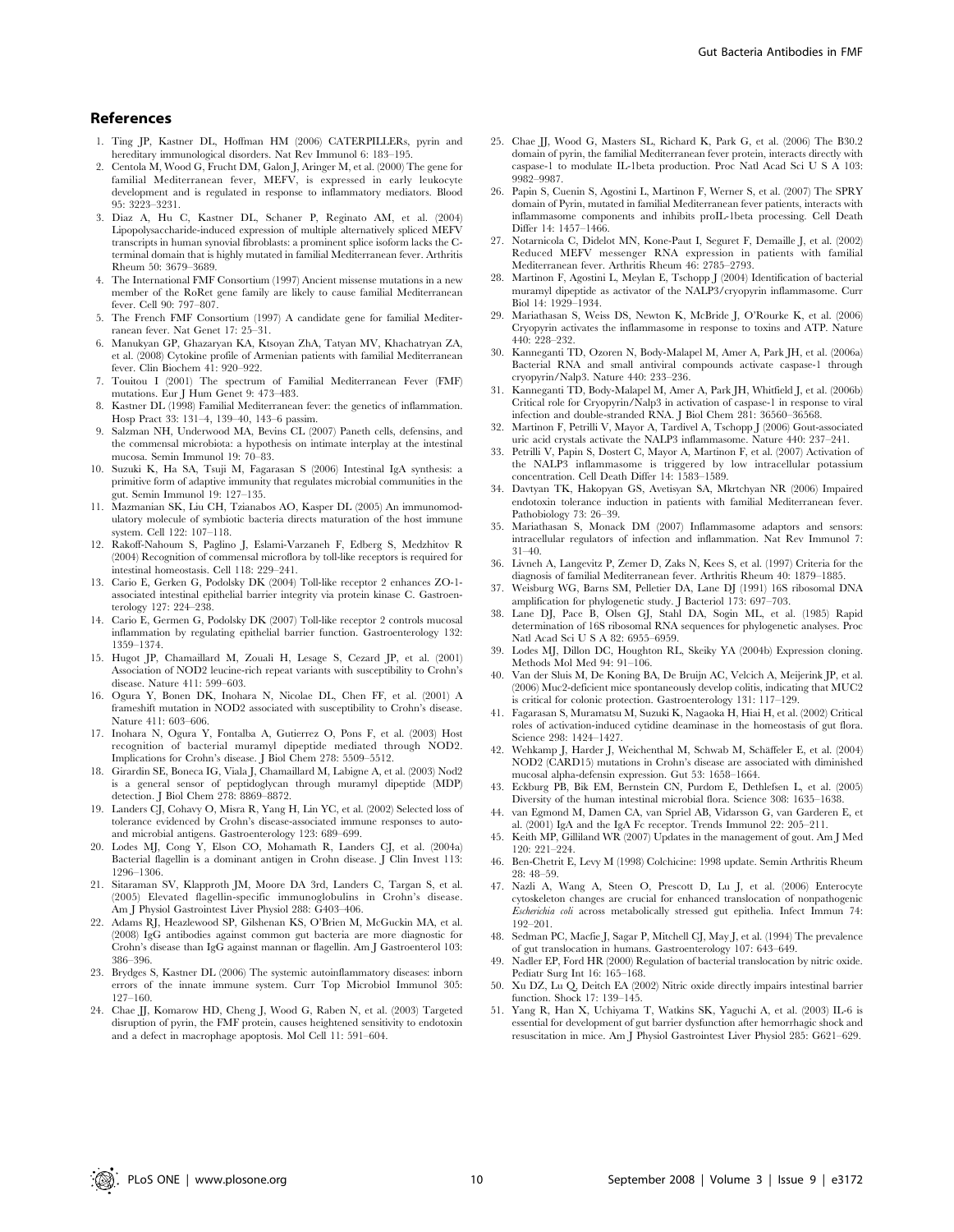## References

1. Ting JP, Kastner DL, Hoffman HM (2006) CATERPILLERs, pyrin and hereditary immunological disorders. Nat Rev Immunol 6: 183–195.
2. Centola M, Wood G, Frucht DM, Galon J, Aringer M, et al. (2000) The gene for familial Mediterranean fever, MEFV, is expressed in early leukocyte development and is regulated in response to inflammatory mediators. Blood 95: 3223–3231.
3. Diaz A, Hu C, Kastner DL, Schaner P, Reginato AM, et al. (2004) Lipopolysaccharide-induced expression of multiple alternatively spliced MEFV transcripts in human synovial fibroblasts: a prominent splice isoform lacks the C-terminal domain that is highly mutated in familial Mediterranean fever. Arthritis Rheum 50: 3679–3689.
4. The International FMF Consortium (1997) Ancient missense mutations in a new member of the RoRet gene family are likely to cause familial Mediterranean fever. Cell 90: 797–807.
5. The French FMF Consortium (1997) A candidate gene for familial Mediterranean fever. Nat Genet 17: 25–31.
6. Manukyan GP, Ghazaryan KA, Ktsoyan ZhA, Tatyan MV, Khachatryan ZA, et al. (2008) Cytokine profile of Armenian patients with familial Mediterranean fever. Clin Biochem 41: 920–922.
7. Touitou I (2001) The spectrum of Familial Mediterranean Fever (FMF) mutations. Eur J Hum Genet 9: 473–483.
8. Kastner DL (1998) Familial Mediterranean fever: the genetics of inflammation. Hosp Pract 33: 131–4, 139–40, 143–6 passim.
9. Salzman NH, Underwood MA, Bevins CL (2007) Paneth cells, defensins, and the commensal microbiota: a hypothesis on intimate interplay at the intestinal mucosa. Semin Immunol 19: 70–83.
10. Suzuki K, Ha SA, Tsuji M, Fagarasan S (2006) Intestinal IgA synthesis: a primitive form of adaptive immunity that regulates microbial communities in the gut. Semin Immunol 19: 127–135.
11. Mazmanian SK, Liu CH, Tzianabos AO, Kasper DL (2005) An immunomodulatory molecule of symbiotic bacteria directs maturation of the host immune system. Cell 122: 107–118.
12. Rakoff-Nahoum S, Paglino J, Eslami-Varzaneh F, Edberg S, Medzhitov R (2004) Recognition of commensal microflora by toll-like receptors is required for intestinal homeostasis. Cell 118: 229–241.
13. Cario E, Gerken G, Podolsky DK (2004) Toll-like receptor 2 enhances ZO-1-associated intestinal epithelial barrier integrity via protein kinase C. Gastroenterology 127: 224–238.
14. Cario E, Gerken G, Podolsky DK (2007) Toll-like receptor 2 controls mucosal inflammation by regulating epithelial barrier function. Gastroenterology 132: 1359–1374.
15. Hugot JP, Chamaillard M, Zouali H, Lesage S, Cezard JP, et al. (2001) Association of NOD2 leucine-rich repeat variants with susceptibility to Crohn's disease. Nature 411: 599–603.
16. Ogura Y, Bonen DK, Inohara N, Nicolae DL, Chen FF, et al. (2001) A frameshift mutation in NOD2 associated with susceptibility to Crohn's disease. Nature 411: 603–606.
17. Inohara N, Ogura Y, Fontalba A, Gutierrez O, Pons F, et al. (2003) Host recognition of bacterial muramyl dipeptide mediated through NOD2. Implications for Crohn's disease. J Biol Chem 278: 5509–5512.
18. Girardin SE, Boneca IG, Viala J, Chamaillard M, Labigne A, et al. (2003) Nod2 is a general sensor of peptidoglycan through muramyl dipeptide (MDP) detection. J Biol Chem 278: 8869–8872.
19. Landers CJ, Cohavy O, Misra R, Yang H, Lin YC, et al. (2002) Selected loss of tolerance evidenced by Crohn's disease-associated immune responses to auto- and microbial antigens. Gastroenterology 123: 689–699.
20. Lodes MJ, Cong Y, Elson CO, Mohamath R, Landers CJ, et al. (2004a) Bacterial flagellin is a dominant antigen in Crohn disease. J Clin Invest 113: 1296–1306.
21. Sitaraman SV, Klapproth JM, Moore DA 3rd, Landers C, Targan S, et al. (2005) Elevated flagellin-specific immunoglobulins in Crohn's disease. Am J Physiol Gastrointest Liver Physiol 288: G403–406.
22. Adams RJ, Heazlewood SP, Gilshenan KS, O'Brien M, McGuckin MA, et al. (2008) IgG antibodies against common gut bacteria are more diagnostic for Crohn's disease than IgG against mannan or flagellin. Am J Gastroenterol 103: 386–396.
23. Brydges S, Kastner DL (2006) The systemic autoinflammatory diseases: inborn errors of the innate immune system. Curr Top Microbiol Immunol 305: 127–160.
24. Chae JJ, Komarow HD, Cheng J, Wood G, Raben N, et al. (2003) Targeted disruption of pyrin, the FMF protein, causes heightened sensitivity to endotoxin and a defect in macrophage apoptosis. Mol Cell 11: 591–604.
25. Chae JJ, Wood G, Masters SL, Richard K, Park G, et al. (2006) The B30.2 domain of pyrin, the familial Mediterranean fever protein, interacts directly with caspase-1 to modulate IL-1beta production. Proc Natl Acad Sci U S A 103: 9982–9987.
26. Papin S, Cuenin S, Agostini L, Martinon F, Werner S, et al. (2007) The SPRY domain of Pyrin, mutated in familial Mediterranean fever patients, interacts with inflammasome components and inhibits proIL-1beta processing. Cell Death Differ 14: 1457–1466.
27. Notarnicola C, Didelot MN, Kone-Paut I, Seguret F, Demaille J, et al. (2002) Reduced MEFV messenger RNA expression in patients with familial Mediterranean fever. Arthritis Rheum 46: 2785–2793.
28. Martinon F, Agostini L, Meylan E, Tschopp J (2004) Identification of bacterial muramyl dipeptide as activator of the NALP3/cryopyrin inflammasome. Curr Biol 14: 1929–1934.
29. Mariathasan S, Weiss DS, Newton K, McBride J, O'Rourke K, et al. (2006) Cryopyrin activates the inflammasome in response to toxins and ATP. Nature 440: 228–232.
30. Kanneganti TD, Ozoren N, Body-Malapel M, Amer A, Park JH, et al. (2006a) Bacterial RNA and small antiviral compounds activate caspase-1 through cryopyrin/Nalp3. Nature 440: 233–236.
31. Kanneganti TD, Body-Malapel M, Amer A, Park JH, Whitfield J, et al. (2006b) Critical role for Cryopyrin/Nalp3 in activation of caspase-1 in response to viral infection and double-stranded RNA. J Biol Chem 281: 36560–36568.
32. Martinon F, Petrilli V, Mayor A, Tardivel A, Tschopp J (2006) Gout-associated uric acid crystals activate the NALP3 inflammasome. Nature 440: 237–241.
33. Petrilli V, Papin S, Dostert C, Mayor A, Martinon F, et al. (2007) Activation of the NALP3 inflammasome is triggered by low intracellular potassium concentration. Cell Death Differ 14: 1583–1589.
34. Davtyan TK, Hakopyan GS, Avetisyan SA, Mkrtchyan NR (2006) Impaired endotoxin tolerance induction in patients with familial Mediterranean fever. Pathobiology 73: 26–39.
35. Mariathasan S, Monack DM (2007) Inflammasome adaptors and sensors: intracellular regulators of infection and inflammation. Nat Rev Immunol 7: 31–40.
36. Livneh A, Langevitz P, Zemer D, Zaks N, Kees S, et al. (1997) Criteria for the diagnosis of familial Mediterranean fever. Arthritis Rheum 40: 1879–1885.
37. Weisburg WG, Barns SM, Pelletier DA, Lane DJ (1991) 16S ribosomal DNA amplification for phylogenetic study. J Bacteriol 173: 697–703.
38. Lane DJ, Pace B, Olsen GJ, Stahl DA, Sogin ML, et al. (1985) Rapid determination of 16S ribosomal RNA sequences for phylogenetic analyses. Proc Natl Acad Sci U S A 82: 6955–6959.
39. Lodes MJ, Dillon DC, Houghton RL, Skeiky YA (2004b) Expression cloning. Methods Mol Med 94: 91–106.
40. Van der Sluis M, De Koning BA, De Bruijn AC, Velcich A, Meijerink JP, et al. (2006) Muc2-deficient mice spontaneously develop colitis, indicating that MUC2 is critical for colonic protection. Gastroenterology 131: 117–129.
41. Fagarasan S, Muramatsu M, Suzuki K, Nagaoka H, Hiai H, et al. (2002) Critical roles of activation-induced cytidine deaminase in the homeostasis of gut flora. Science 298: 1424–1427.
42. Wehkamp J, Harder J, Weichenthal M, Schwab M, Schäffeler E, et al. (2004) NOD2 (CARD15) mutations in Crohn's disease are associated with diminished mucosal alpha-defensin expression. Gut 53: 1658–1664.
43. Eckburg PB, Bik EM, Bernstein CN, Purdom E, Dethlefsen L, et al. (2005) Diversity of the human intestinal microbial flora. Science 308: 1635–1638.
44. van Egmond M, Damen CA, van Spriel AB, Vidarsson G, van Garderen E, et al. (2001) IgA and the IgA Fc receptor. Trends Immunol 22: 205–211.
45. Keith MP, Gilliland WR (2007) Updates in the management of gout. Am J Med 120: 221–224.
46. Ben-Chetrit E, Levy M (1998) Colchicine: 1998 update. Semin Arthritis Rheum 28: 48–59.
47. Nazli A, Wang A, Steen O, Prescott D, Lu J, et al. (2006) Enterocyte cytoskeleton changes are crucial for enhanced translocation of nonpathogenic *Escherichia coli* across metabolically stressed gut epithelia. Infect Immun 74: 192–201.
48. Sedman PC, Macfie J, Sagar P, Mitchell CJ, May J, et al. (1994) The prevalence of gut translocation in humans. Gastroenterology 107: 643–649.
49. Nadler EP, Ford HR (2000) Regulation of bacterial translocation by nitric oxide. Pediatr Surg Int 16: 165–168.
50. Xu DZ, Lu Q, Deitch EA (2002) Nitric oxide directly impairs intestinal barrier function. Shock 17: 139–145.
51. Yang R, Han X, Uchiyama T, Watkins SK, Yaguchi A, et al. (2003) IL-6 is essential for development of gut barrier dysfunction after hemorrhagic shock and resuscitation in mice. Am J Physiol Gastrointest Liver Physiol 285: G621–629.